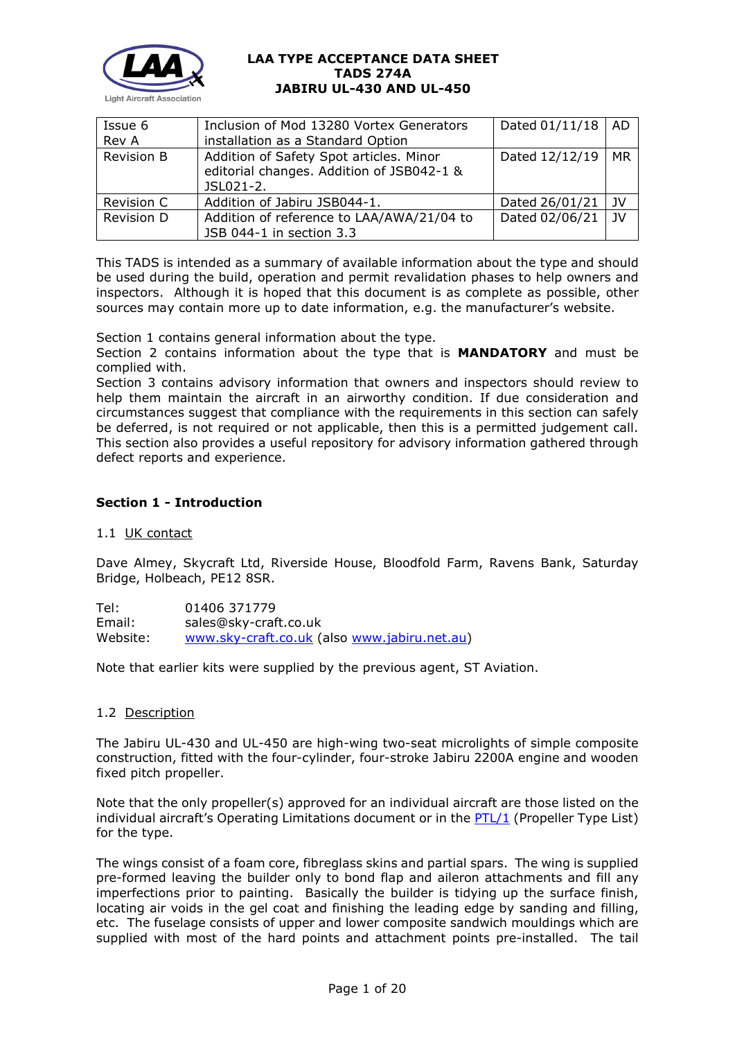# LAA TYPE ACCEPTANCE DATA SHEET
# TADS 274A
# JABIRU UL-430 AND UL-450

| | | | |
|---|---|---|---|
| Issue 6 Rev A | Inclusion of Mod 13280 Vortex Generators installation as a Standard Option | Dated 01/11/18 | AD |
| Revision B | Addition of Safety Spot articles. Minor editorial changes. Addition of JSB042-1 & JSL021-2. | Dated 12/12/19 | MR |
| Revision C | Addition of Jabiru JSB044-1. | Dated 26/01/21 | JV |
| Revision D | Addition of reference to LAA/AWA/21/04 to JSB 044-1 in section 3.3 | Dated 02/06/21 | JV |

This TADS is intended as a summary of available information about the type and should be used during the build, operation and permit revalidation phases to help owners and inspectors. Although it is hoped that this document is as complete as possible, other sources may contain more up to date information, e.g. the manufacturer's website.

Section 1 contains general information about the type.
Section 2 contains information about the type that is **MANDATORY** and must be complied with.
Section 3 contains advisory information that owners and inspectors should review to help them maintain the aircraft in an airworthy condition. If due consideration and circumstances suggest that compliance with the requirements in this section can safely be deferred, is not required or not applicable, then this is a permitted judgement call. This section also provides a useful repository for advisory information gathered through defect reports and experience.

## Section 1 - Introduction

### 1.1 UK contact

Dave Almey, Skycraft Ltd, Riverside House, Bloodfold Farm, Ravens Bank, Saturday Bridge, Holbeach, PE12 8SR.

Tel: 01406 371779
Email: sales@sky-craft.co.uk
Website: www.sky-craft.co.uk (also www.jabiru.net.au)

Note that earlier kits were supplied by the previous agent, ST Aviation.

### 1.2 Description

The Jabiru UL-430 and UL-450 are high-wing two-seat microlights of simple composite construction, fitted with the four-cylinder, four-stroke Jabiru 2200A engine and wooden fixed pitch propeller.

Note that the only propeller(s) approved for an individual aircraft are those listed on the individual aircraft's Operating Limitations document or in the PTL/1 (Propeller Type List) for the type.

The wings consist of a foam core, fibreglass skins and partial spars. The wing is supplied pre-formed leaving the builder only to bond flap and aileron attachments and fill any imperfections prior to painting. Basically the builder is tidying up the surface finish, locating air voids in the gel coat and finishing the leading edge by sanding and filling, etc. The fuselage consists of upper and lower composite sandwich mouldings which are supplied with most of the hard points and attachment points pre-installed. The tail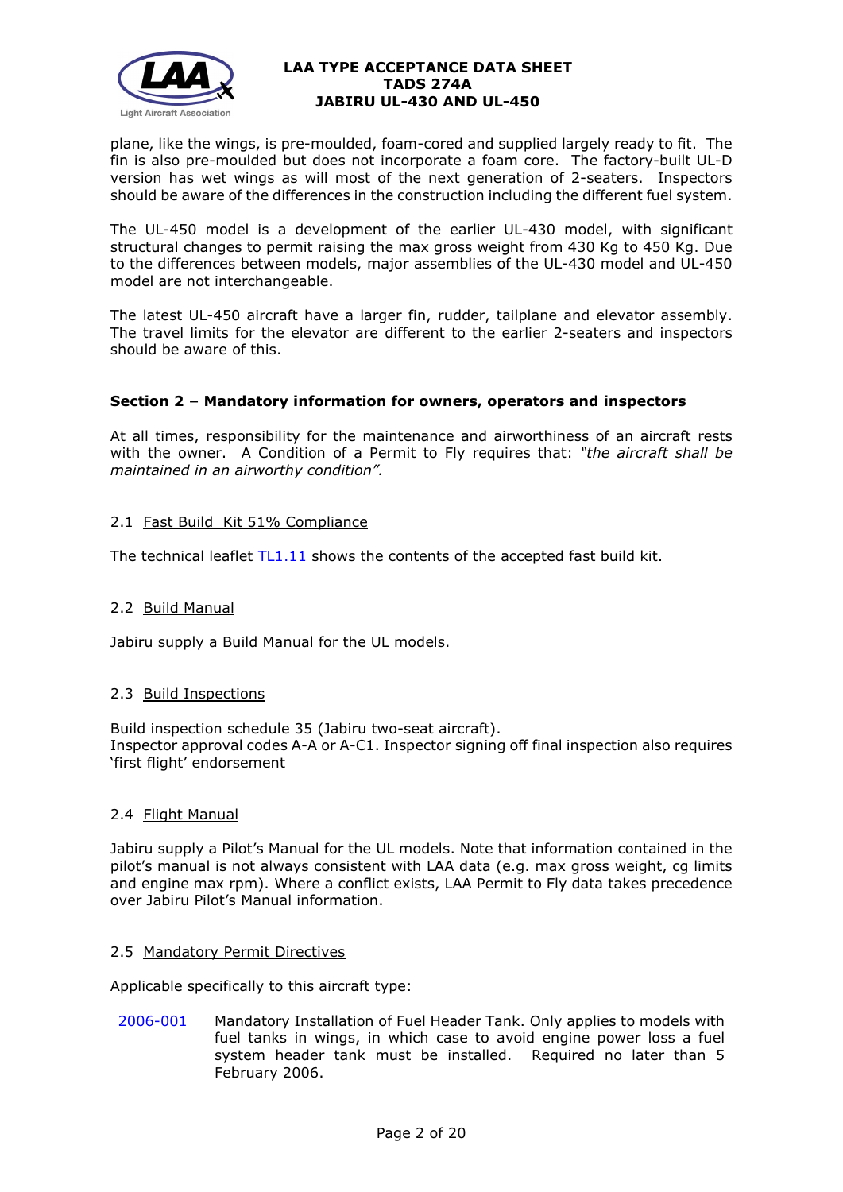plane, like the wings, is pre-moulded, foam-cored and supplied largely ready to fit. The fin is also pre-moulded but does not incorporate a foam core. The factory-built UL-D version has wet wings as will most of the next generation of 2-seaters. Inspectors should be aware of the differences in the construction including the different fuel system.

The UL-450 model is a development of the earlier UL-430 model, with significant structural changes to permit raising the max gross weight from 430 Kg to 450 Kg. Due to the differences between models, major assemblies of the UL-430 model and UL-450 model are not interchangeable.

The latest UL-450 aircraft have a larger fin, rudder, tailplane and elevator assembly. The travel limits for the elevator are different to the earlier 2-seaters and inspectors should be aware of this.

## Section 2 – Mandatory information for owners, operators and inspectors

At all times, responsibility for the maintenance and airworthiness of an aircraft rests with the owner. A Condition of a Permit to Fly requires that: *"the aircraft shall be maintained in an airworthy condition".*

### 2.1 Fast Build Kit 51% Compliance

The technical leaflet TL1.11 shows the contents of the accepted fast build kit.

### 2.2 Build Manual

Jabiru supply a Build Manual for the UL models.

### 2.3 Build Inspections

Build inspection schedule 35 (Jabiru two-seat aircraft).
Inspector approval codes A-A or A-C1. Inspector signing off final inspection also requires 'first flight' endorsement

### 2.4 Flight Manual

Jabiru supply a Pilot's Manual for the UL models. Note that information contained in the pilot's manual is not always consistent with LAA data (e.g. max gross weight, cg limits and engine max rpm). Where a conflict exists, LAA Permit to Fly data takes precedence over Jabiru Pilot's Manual information.

### 2.5 Mandatory Permit Directives

Applicable specifically to this aircraft type:

2006-001 Mandatory Installation of Fuel Header Tank. Only applies to models with fuel tanks in wings, in which case to avoid engine power loss a fuel system header tank must be installed. Required no later than 5 February 2006.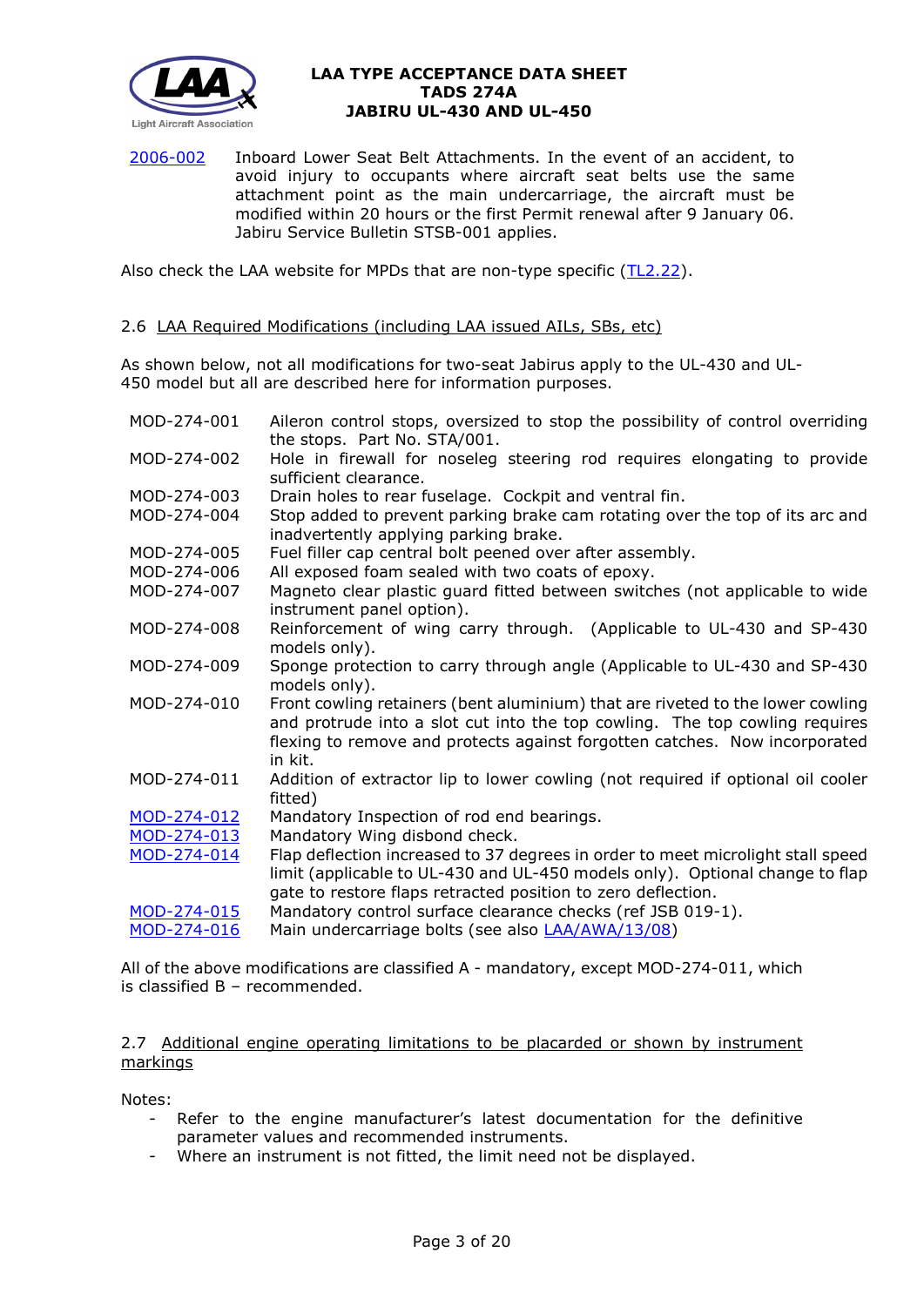[2006-002](#) Inboard Lower Seat Belt Attachments. In the event of an accident, to avoid injury to occupants where aircraft seat belts use the same attachment point as the main undercarriage, the aircraft must be modified within 20 hours or the first Permit renewal after 9 January 06. Jabiru Service Bulletin STSB-001 applies.

Also check the LAA website for MPDs that are non-type specific ([TL2.22](#)).

## 2.6 LAA Required Modifications (including LAA issued AILs, SBs, etc)

As shown below, not all modifications for two-seat Jabirus apply to the UL-430 and UL-450 model but all are described here for information purposes.

| | |
|---|---|
| MOD-274-001 | Aileron control stops, oversized to stop the possibility of control overriding the stops. Part No. STA/001. |
| MOD-274-002 | Hole in firewall for noseleg steering rod requires elongating to provide sufficient clearance. |
| MOD-274-003 | Drain holes to rear fuselage. Cockpit and ventral fin. |
| MOD-274-004 | Stop added to prevent parking brake cam rotating over the top of its arc and inadvertently applying parking brake. |
| MOD-274-005 | Fuel filler cap central bolt peened over after assembly. |
| MOD-274-006 | All exposed foam sealed with two coats of epoxy. |
| MOD-274-007 | Magneto clear plastic guard fitted between switches (not applicable to wide instrument panel option). |
| MOD-274-008 | Reinforcement of wing carry through. (Applicable to UL-430 and SP-430 models only). |
| MOD-274-009 | Sponge protection to carry through angle (Applicable to UL-430 and SP-430 models only). |
| MOD-274-010 | Front cowling retainers (bent aluminium) that are riveted to the lower cowling and protrude into a slot cut into the top cowling. The top cowling requires flexing to remove and protects against forgotten catches. Now incorporated in kit. |
| MOD-274-011 | Addition of extractor lip to lower cowling (not required if optional oil cooler fitted) |
| [MOD-274-012](#) | Mandatory Inspection of rod end bearings. |
| [MOD-274-013](#) | Mandatory Wing disbond check. |
| [MOD-274-014](#) | Flap deflection increased to 37 degrees in order to meet microlight stall speed limit (applicable to UL-430 and UL-450 models only). Optional change to flap gate to restore flaps retracted position to zero deflection. |
| [MOD-274-015](#) | Mandatory control surface clearance checks (ref JSB 019-1). |
| [MOD-274-016](#) | Main undercarriage bolts (see also [LAA/AWA/13/08](#)) |

All of the above modifications are classified A - mandatory, except MOD-274-011, which is classified B – recommended.

## 2.7 Additional engine operating limitations to be placarded or shown by instrument markings

Notes:

- Refer to the engine manufacturer's latest documentation for the definitive parameter values and recommended instruments.
- Where an instrument is not fitted, the limit need not be displayed.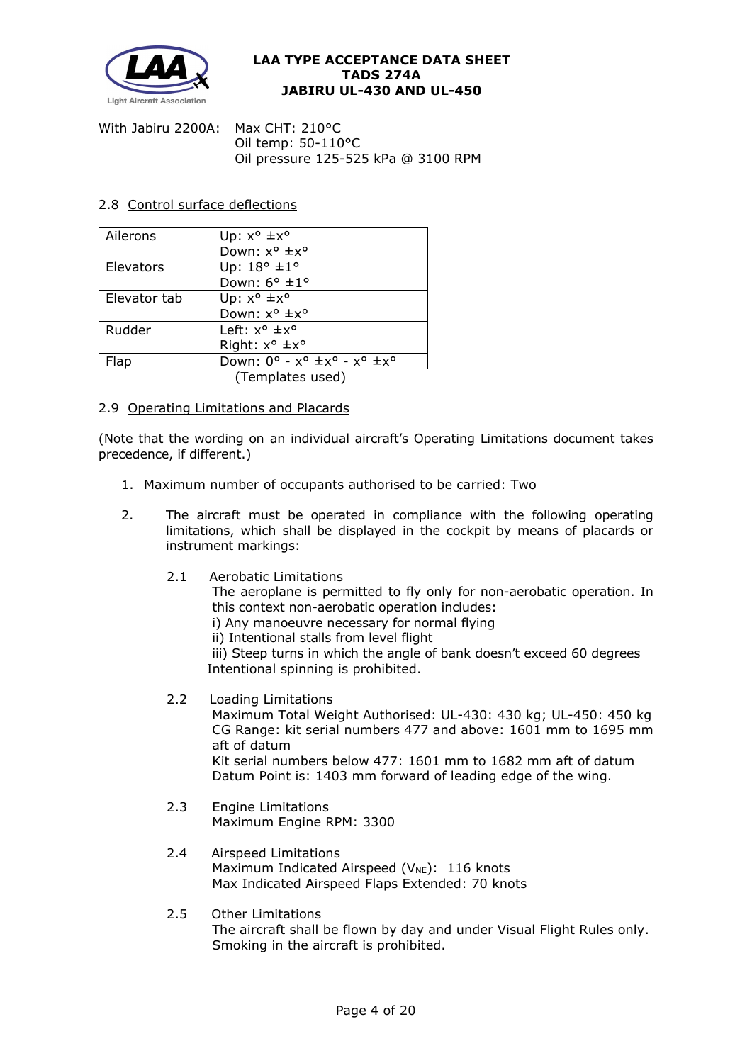With Jabiru 2200A: Max CHT: 210°C
Oil temp: 50-110°C
Oil pressure 125-525 kPa @ 3100 RPM

### 2.8 Control surface deflections

| | |
|---|---|
| Ailerons | Up: x° ±x°<br>Down: x° ±x° |
| Elevators | Up: 18° ±1°<br>Down: 6° ±1° |
| Elevator tab | Up: x° ±x°<br>Down: x° ±x° |
| Rudder | Left: x° ±x°<br>Right: x° ±x° |
| Flap | Down: 0° - x° ±x° - x° ±x° |

(Templates used)

### 2.9 Operating Limitations and Placards

(Note that the wording on an individual aircraft's Operating Limitations document takes precedence, if different.)

1. Maximum number of occupants authorised to be carried: Two

2. The aircraft must be operated in compliance with the following operating limitations, which shall be displayed in the cockpit by means of placards or instrument markings:

   2.1 Aerobatic Limitations
   The aeroplane is permitted to fly only for non-aerobatic operation. In this context non-aerobatic operation includes:
   i) Any manoeuvre necessary for normal flying
   ii) Intentional stalls from level flight
   iii) Steep turns in which the angle of bank doesn't exceed 60 degrees
   Intentional spinning is prohibited.

   2.2 Loading Limitations
   Maximum Total Weight Authorised: UL-430: 430 kg; UL-450: 450 kg
   CG Range: kit serial numbers 477 and above: 1601 mm to 1695 mm aft of datum
   Kit serial numbers below 477: 1601 mm to 1682 mm aft of datum
   Datum Point is: 1403 mm forward of leading edge of the wing.

   2.3 Engine Limitations
   Maximum Engine RPM: 3300

   2.4 Airspeed Limitations
   Maximum Indicated Airspeed ($V_{NE}$): 116 knots
   Max Indicated Airspeed Flaps Extended: 70 knots

   2.5 Other Limitations
   The aircraft shall be flown by day and under Visual Flight Rules only.
   Smoking in the aircraft is prohibited.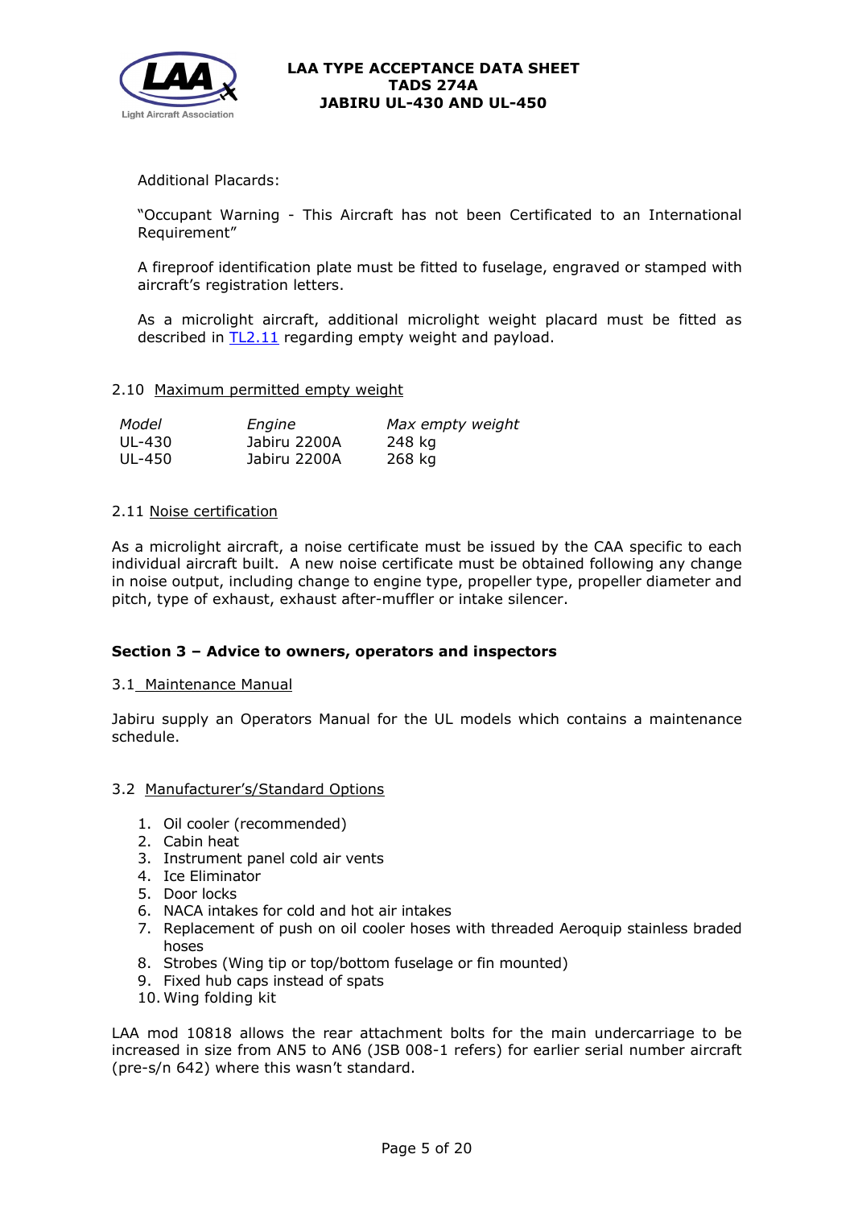Additional Placards:

"Occupant Warning - This Aircraft has not been Certificated to an International Requirement"

A fireproof identification plate must be fitted to fuselage, engraved or stamped with aircraft's registration letters.

As a microlight aircraft, additional microlight weight placard must be fitted as described in TL2.11 regarding empty weight and payload.

2.10 Maximum permitted empty weight

| *Model* | *Engine* | *Max empty weight* |
|---|---|---|
| UL-430 | Jabiru 2200A | 248 kg |
| UL-450 | Jabiru 2200A | 268 kg |

2.11 Noise certification

As a microlight aircraft, a noise certificate must be issued by the CAA specific to each individual aircraft built. A new noise certificate must be obtained following any change in noise output, including change to engine type, propeller type, propeller diameter and pitch, type of exhaust, exhaust after-muffler or intake silencer.

## Section 3 – Advice to owners, operators and inspectors

3.1 Maintenance Manual

Jabiru supply an Operators Manual for the UL models which contains a maintenance schedule.

3.2 Manufacturer's/Standard Options

1. Oil cooler (recommended)
2. Cabin heat
3. Instrument panel cold air vents
4. Ice Eliminator
5. Door locks
6. NACA intakes for cold and hot air intakes
7. Replacement of push on oil cooler hoses with threaded Aeroquip stainless braded hoses
8. Strobes (Wing tip or top/bottom fuselage or fin mounted)
9. Fixed hub caps instead of spats
10. Wing folding kit

LAA mod 10818 allows the rear attachment bolts for the main undercarriage to be increased in size from AN5 to AN6 (JSB 008-1 refers) for earlier serial number aircraft (pre-s/n 642) where this wasn't standard.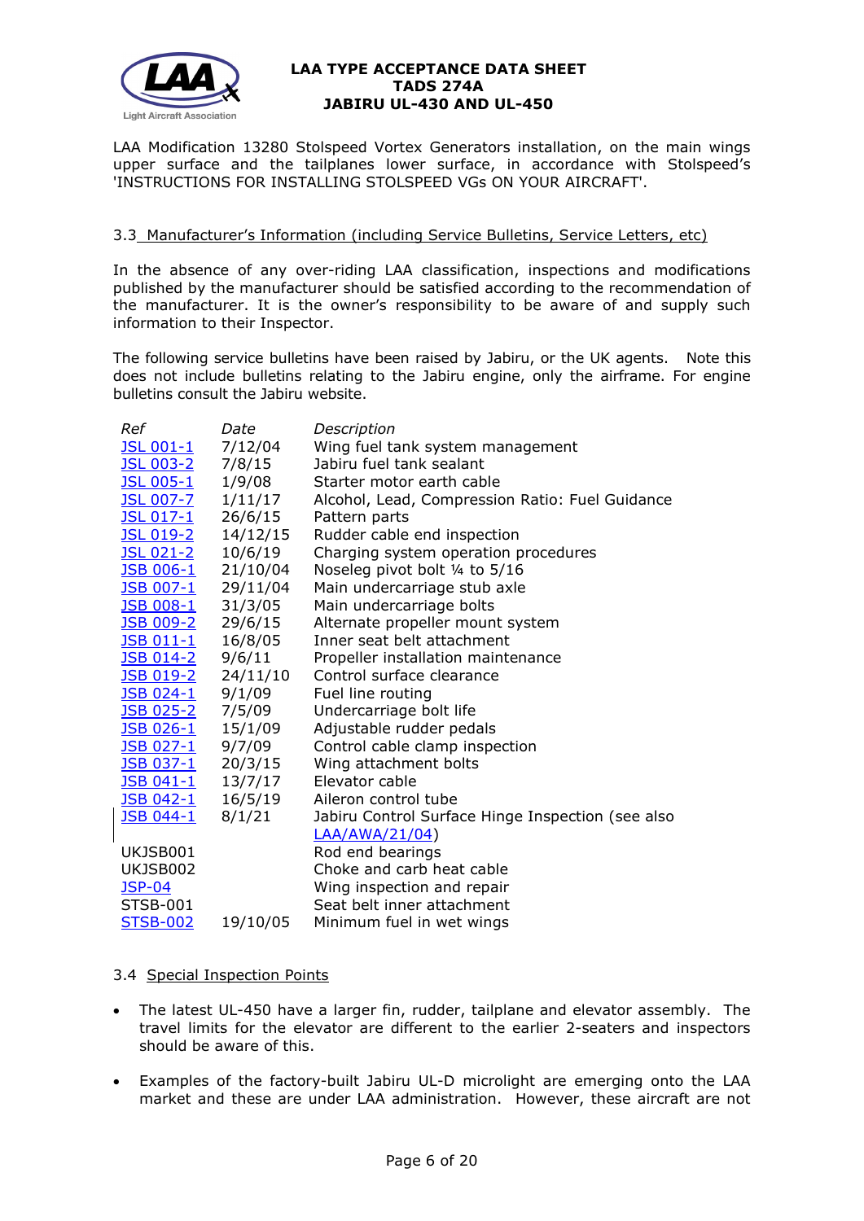LAA Modification 13280 Stolspeed Vortex Generators installation, on the main wings upper surface and the tailplanes lower surface, in accordance with Stolspeed's 'INSTRUCTIONS FOR INSTALLING STOLSPEED VGs ON YOUR AIRCRAFT'.

### 3.3 Manufacturer's Information (including Service Bulletins, Service Letters, etc)

In the absence of any over-riding LAA classification, inspections and modifications published by the manufacturer should be satisfied according to the recommendation of the manufacturer. It is the owner's responsibility to be aware of and supply such information to their Inspector.

The following service bulletins have been raised by Jabiru, or the UK agents. Note this does not include bulletins relating to the Jabiru engine, only the airframe. For engine bulletins consult the Jabiru website.

| *Ref* | *Date* | *Description* |
|---|---|---|
| JSL 001-1 | 7/12/04 | Wing fuel tank system management |
| JSL 003-2 | 7/8/15 | Jabiru fuel tank sealant |
| JSL 005-1 | 1/9/08 | Starter motor earth cable |
| JSL 007-7 | 1/11/17 | Alcohol, Lead, Compression Ratio: Fuel Guidance |
| JSL 017-1 | 26/6/15 | Pattern parts |
| JSL 019-2 | 14/12/15 | Rudder cable end inspection |
| JSL 021-2 | 10/6/19 | Charging system operation procedures |
| JSB 006-1 | 21/10/04 | Noseleg pivot bolt ¼ to 5/16 |
| JSB 007-1 | 29/11/04 | Main undercarriage stub axle |
| JSB 008-1 | 31/3/05 | Main undercarriage bolts |
| JSB 009-2 | 29/6/15 | Alternate propeller mount system |
| JSB 011-1 | 16/8/05 | Inner seat belt attachment |
| JSB 014-2 | 9/6/11 | Propeller installation maintenance |
| JSB 019-2 | 24/11/10 | Control surface clearance |
| JSB 024-1 | 9/1/09 | Fuel line routing |
| JSB 025-2 | 7/5/09 | Undercarriage bolt life |
| JSB 026-1 | 15/1/09 | Adjustable rudder pedals |
| JSB 027-1 | 9/7/09 | Control cable clamp inspection |
| JSB 037-1 | 20/3/15 | Wing attachment bolts |
| JSB 041-1 | 13/7/17 | Elevator cable |
| JSB 042-1 | 16/5/19 | Aileron control tube |
| JSB 044-1 | 8/1/21 | Jabiru Control Surface Hinge Inspection (see also LAA/AWA/21/04) |
| UKJSB001 | | Rod end bearings |
| UKJSB002 | | Choke and carb heat cable |
| JSP-04 | | Wing inspection and repair |
| STSB-001 | | Seat belt inner attachment |
| STSB-002 | 19/10/05 | Minimum fuel in wet wings |

### 3.4 Special Inspection Points

- The latest UL-450 have a larger fin, rudder, tailplane and elevator assembly. The travel limits for the elevator are different to the earlier 2-seaters and inspectors should be aware of this.
- Examples of the factory-built Jabiru UL-D microlight are emerging onto the LAA market and these are under LAA administration. However, these aircraft are not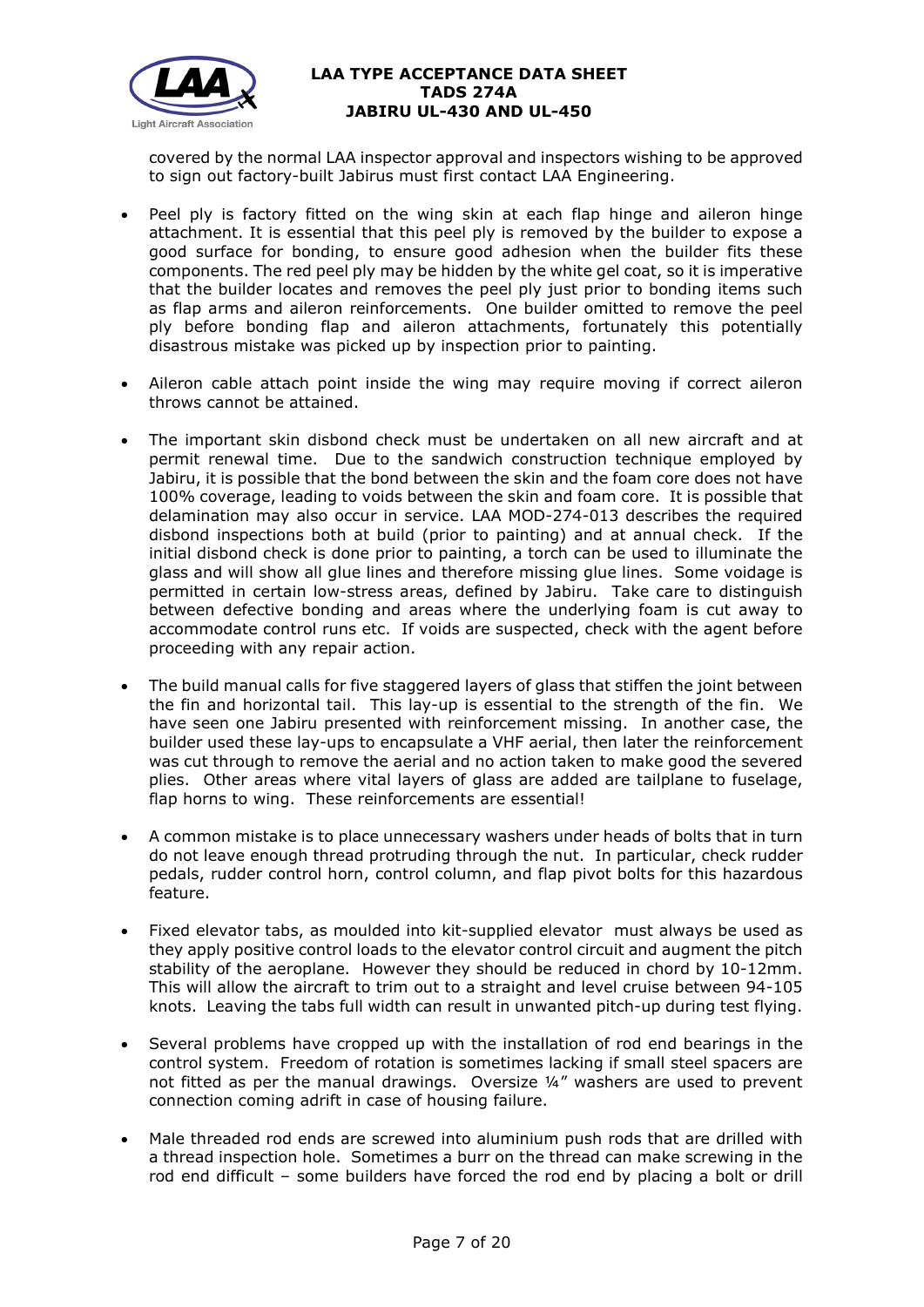covered by the normal LAA inspector approval and inspectors wishing to be approved to sign out factory-built Jabirus must first contact LAA Engineering.

- Peel ply is factory fitted on the wing skin at each flap hinge and aileron hinge attachment. It is essential that this peel ply is removed by the builder to expose a good surface for bonding, to ensure good adhesion when the builder fits these components. The red peel ply may be hidden by the white gel coat, so it is imperative that the builder locates and removes the peel ply just prior to bonding items such as flap arms and aileron reinforcements. One builder omitted to remove the peel ply before bonding flap and aileron attachments, fortunately this potentially disastrous mistake was picked up by inspection prior to painting.

- Aileron cable attach point inside the wing may require moving if correct aileron throws cannot be attained.

- The important skin disbond check must be undertaken on all new aircraft and at permit renewal time. Due to the sandwich construction technique employed by Jabiru, it is possible that the bond between the skin and the foam core does not have 100% coverage, leading to voids between the skin and foam core. It is possible that delamination may also occur in service. LAA MOD-274-013 describes the required disbond inspections both at build (prior to painting) and at annual check. If the initial disbond check is done prior to painting, a torch can be used to illuminate the glass and will show all glue lines and therefore missing glue lines. Some voidage is permitted in certain low-stress areas, defined by Jabiru. Take care to distinguish between defective bonding and areas where the underlying foam is cut away to accommodate control runs etc. If voids are suspected, check with the agent before proceeding with any repair action.

- The build manual calls for five staggered layers of glass that stiffen the joint between the fin and horizontal tail. This lay-up is essential to the strength of the fin. We have seen one Jabiru presented with reinforcement missing. In another case, the builder used these lay-ups to encapsulate a VHF aerial, then later the reinforcement was cut through to remove the aerial and no action taken to make good the severed plies. Other areas where vital layers of glass are added are tailplane to fuselage, flap horns to wing. These reinforcements are essential!

- A common mistake is to place unnecessary washers under heads of bolts that in turn do not leave enough thread protruding through the nut. In particular, check rudder pedals, rudder control horn, control column, and flap pivot bolts for this hazardous feature.

- Fixed elevator tabs, as moulded into kit-supplied elevator must always be used as they apply positive control loads to the elevator control circuit and augment the pitch stability of the aeroplane. However they should be reduced in chord by 10-12mm. This will allow the aircraft to trim out to a straight and level cruise between 94-105 knots. Leaving the tabs full width can result in unwanted pitch-up during test flying.

- Several problems have cropped up with the installation of rod end bearings in the control system. Freedom of rotation is sometimes lacking if small steel spacers are not fitted as per the manual drawings. Oversize ¼" washers are used to prevent connection coming adrift in case of housing failure.

- Male threaded rod ends are screwed into aluminium push rods that are drilled with a thread inspection hole. Sometimes a burr on the thread can make screwing in the rod end difficult – some builders have forced the rod end by placing a bolt or drill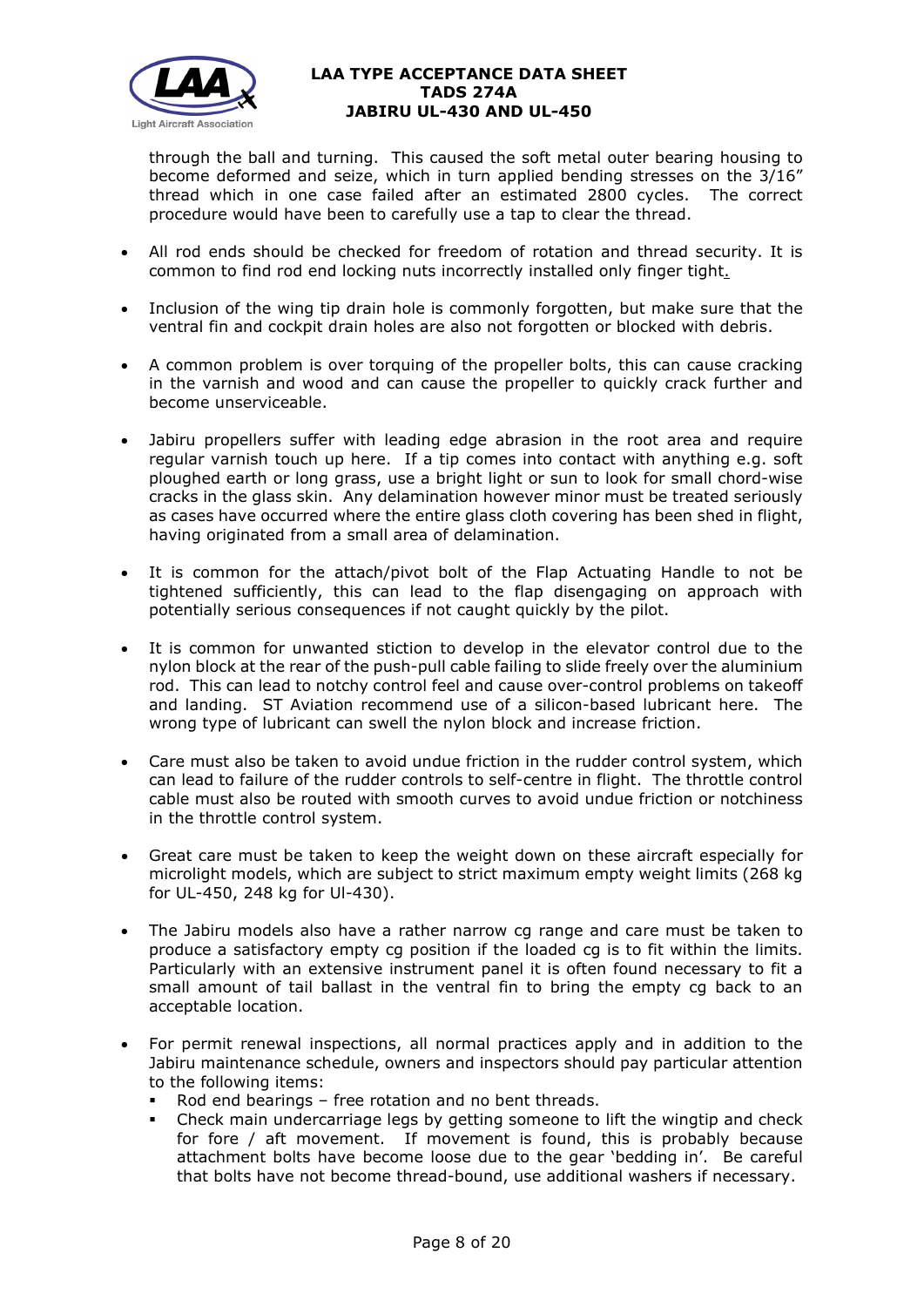through the ball and turning. This caused the soft metal outer bearing housing to become deformed and seize, which in turn applied bending stresses on the 3/16" thread which in one case failed after an estimated 2800 cycles. The correct procedure would have been to carefully use a tap to clear the thread.

- All rod ends should be checked for freedom of rotation and thread security. It is common to find rod end locking nuts incorrectly installed only finger tight.
- Inclusion of the wing tip drain hole is commonly forgotten, but make sure that the ventral fin and cockpit drain holes are also not forgotten or blocked with debris.
- A common problem is over torquing of the propeller bolts, this can cause cracking in the varnish and wood and can cause the propeller to quickly crack further and become unserviceable.
- Jabiru propellers suffer with leading edge abrasion in the root area and require regular varnish touch up here. If a tip comes into contact with anything e.g. soft ploughed earth or long grass, use a bright light or sun to look for small chord-wise cracks in the glass skin. Any delamination however minor must be treated seriously as cases have occurred where the entire glass cloth covering has been shed in flight, having originated from a small area of delamination.
- It is common for the attach/pivot bolt of the Flap Actuating Handle to not be tightened sufficiently, this can lead to the flap disengaging on approach with potentially serious consequences if not caught quickly by the pilot.
- It is common for unwanted stiction to develop in the elevator control due to the nylon block at the rear of the push-pull cable failing to slide freely over the aluminium rod. This can lead to notchy control feel and cause over-control problems on takeoff and landing. ST Aviation recommend use of a silicon-based lubricant here. The wrong type of lubricant can swell the nylon block and increase friction.
- Care must also be taken to avoid undue friction in the rudder control system, which can lead to failure of the rudder controls to self-centre in flight. The throttle control cable must also be routed with smooth curves to avoid undue friction or notchiness in the throttle control system.
- Great care must be taken to keep the weight down on these aircraft especially for microlight models, which are subject to strict maximum empty weight limits (268 kg for UL-450, 248 kg for Ul-430).
- The Jabiru models also have a rather narrow cg range and care must be taken to produce a satisfactory empty cg position if the loaded cg is to fit within the limits. Particularly with an extensive instrument panel it is often found necessary to fit a small amount of tail ballast in the ventral fin to bring the empty cg back to an acceptable location.
- For permit renewal inspections, all normal practices apply and in addition to the Jabiru maintenance schedule, owners and inspectors should pay particular attention to the following items:
  - Rod end bearings – free rotation and no bent threads.
  - Check main undercarriage legs by getting someone to lift the wingtip and check for fore / aft movement. If movement is found, this is probably because attachment bolts have become loose due to the gear 'bedding in'. Be careful that bolts have not become thread-bound, use additional washers if necessary.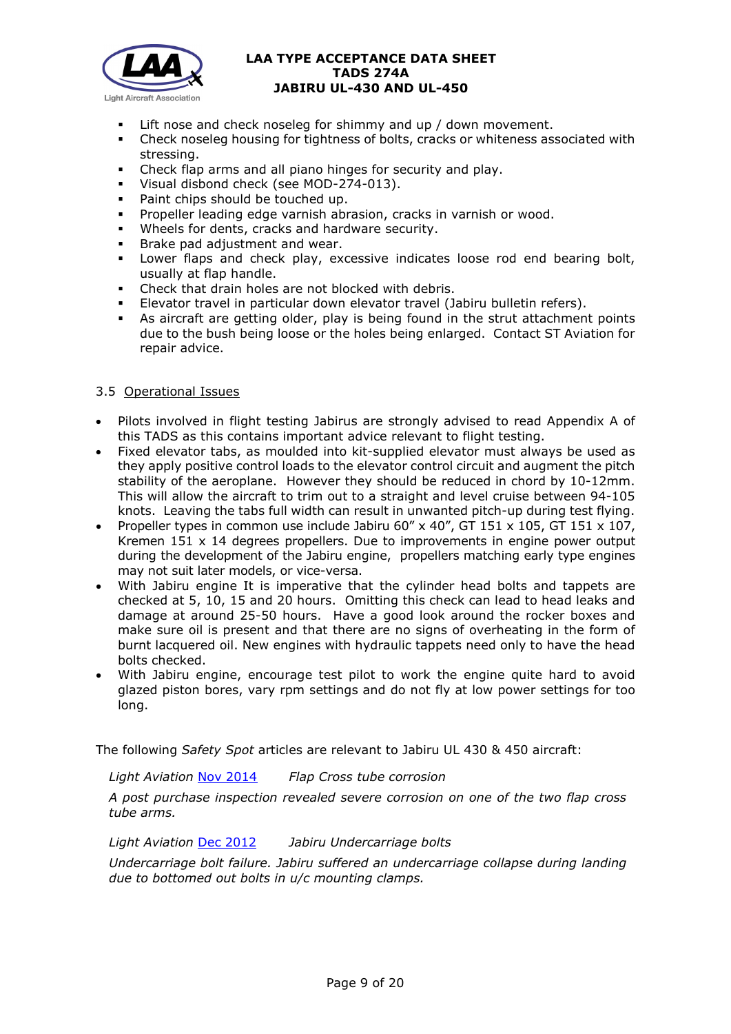- Lift nose and check noseleg for shimmy and up / down movement.
- Check noseleg housing for tightness of bolts, cracks or whiteness associated with stressing.
- Check flap arms and all piano hinges for security and play.
- Visual disbond check (see MOD-274-013).
- Paint chips should be touched up.
- Propeller leading edge varnish abrasion, cracks in varnish or wood.
- Wheels for dents, cracks and hardware security.
- Brake pad adjustment and wear.
- Lower flaps and check play, excessive indicates loose rod end bearing bolt, usually at flap handle.
- Check that drain holes are not blocked with debris.
- Elevator travel in particular down elevator travel (Jabiru bulletin refers).
- As aircraft are getting older, play is being found in the strut attachment points due to the bush being loose or the holes being enlarged. Contact ST Aviation for repair advice.

### 3.5 Operational Issues

- Pilots involved in flight testing Jabirus are strongly advised to read Appendix A of this TADS as this contains important advice relevant to flight testing.
- Fixed elevator tabs, as moulded into kit-supplied elevator must always be used as they apply positive control loads to the elevator control circuit and augment the pitch stability of the aeroplane. However they should be reduced in chord by 10-12mm. This will allow the aircraft to trim out to a straight and level cruise between 94-105 knots. Leaving the tabs full width can result in unwanted pitch-up during test flying.
- Propeller types in common use include Jabiru 60” x 40”, GT 151 x 105, GT 151 x 107, Kremen 151 x 14 degrees propellers. Due to improvements in engine power output during the development of the Jabiru engine, propellers matching early type engines may not suit later models, or vice-versa.
- With Jabiru engine It is imperative that the cylinder head bolts and tappets are checked at 5, 10, 15 and 20 hours. Omitting this check can lead to head leaks and damage at around 25-50 hours. Have a good look around the rocker boxes and make sure oil is present and that there are no signs of overheating in the form of burnt lacquered oil. New engines with hydraulic tappets need only to have the head bolts checked.
- With Jabiru engine, encourage test pilot to work the engine quite hard to avoid glazed piston bores, vary rpm settings and do not fly at low power settings for too long.

The following *Safety Spot* articles are relevant to Jabiru UL 430 & 450 aircraft:

*Light Aviation* Nov 2014 *Flap Cross tube corrosion*

*A post purchase inspection revealed severe corrosion on one of the two flap cross tube arms.*

*Light Aviation* Dec 2012 *Jabiru Undercarriage bolts*

*Undercarriage bolt failure. Jabiru suffered an undercarriage collapse during landing due to bottomed out bolts in u/c mounting clamps.*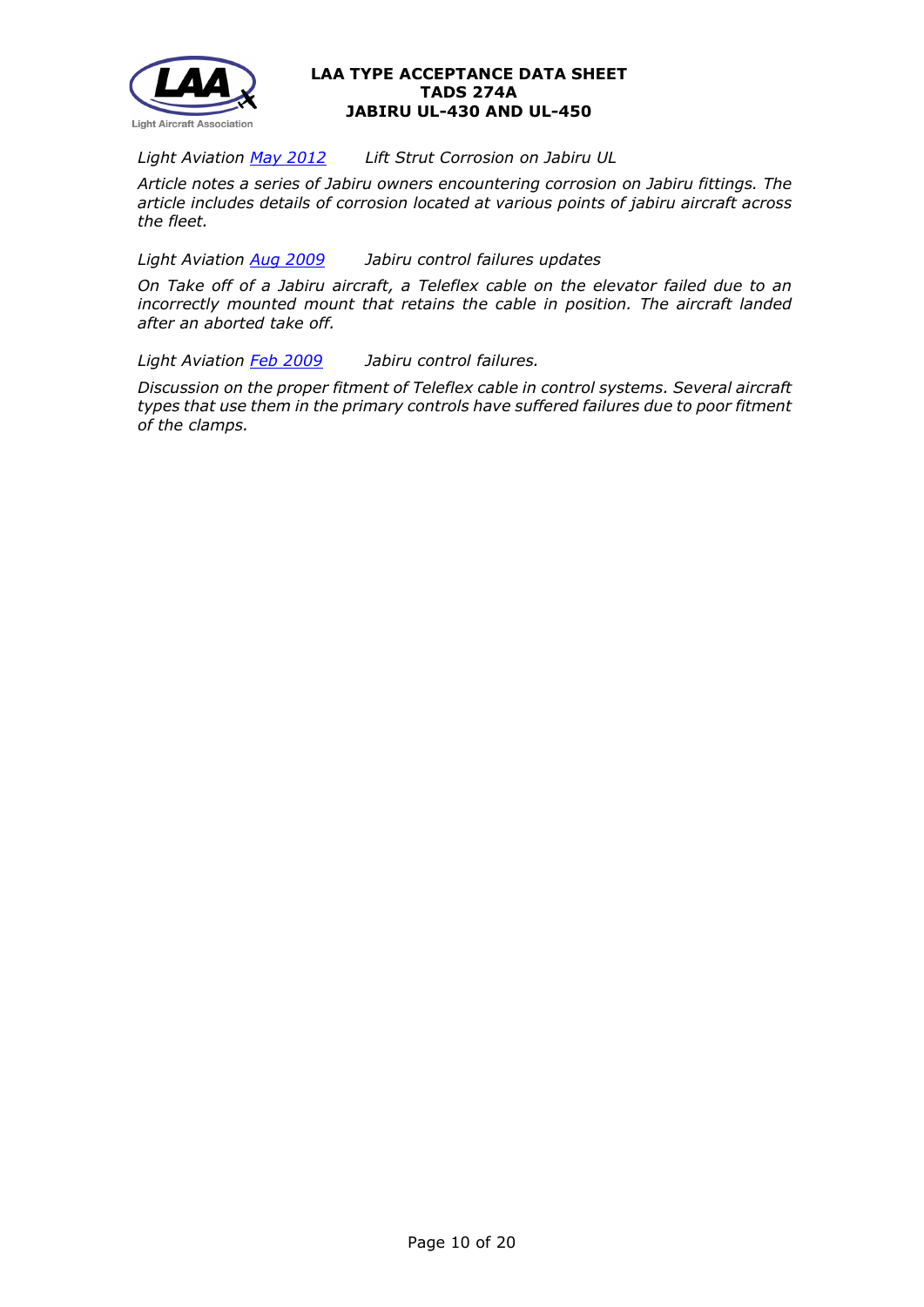*Light Aviation May 2012     Lift Strut Corrosion on Jabiru UL*

*Article notes a series of Jabiru owners encountering corrosion on Jabiru fittings. The article includes details of corrosion located at various points of jabiru aircraft across the fleet.*

*Light Aviation Aug 2009     Jabiru control failures updates*

*On Take off of a Jabiru aircraft, a Teleflex cable on the elevator failed due to an incorrectly mounted mount that retains the cable in position. The aircraft landed after an aborted take off.*

*Light Aviation Feb 2009     Jabiru control failures.*

*Discussion on the proper fitment of Teleflex cable in control systems. Several aircraft types that use them in the primary controls have suffered failures due to poor fitment of the clamps.*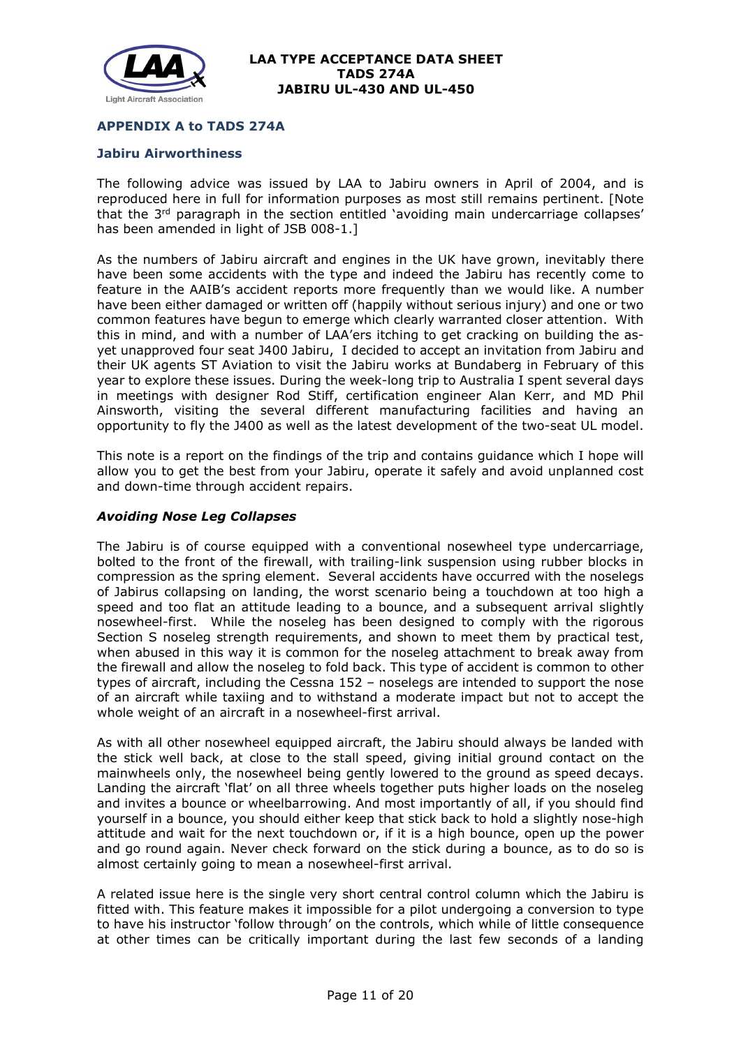## APPENDIX A to TADS 274A

### Jabiru Airworthiness

The following advice was issued by LAA to Jabiru owners in April of 2004, and is reproduced here in full for information purposes as most still remains pertinent. [Note that the 3rd paragraph in the section entitled 'avoiding main undercarriage collapses' has been amended in light of JSB 008-1.]

As the numbers of Jabiru aircraft and engines in the UK have grown, inevitably there have been some accidents with the type and indeed the Jabiru has recently come to feature in the AAIB's accident reports more frequently than we would like. A number have been either damaged or written off (happily without serious injury) and one or two common features have begun to emerge which clearly warranted closer attention. With this in mind, and with a number of LAA'ers itching to get cracking on building the as-yet unapproved four seat J400 Jabiru, I decided to accept an invitation from Jabiru and their UK agents ST Aviation to visit the Jabiru works at Bundaberg in February of this year to explore these issues. During the week-long trip to Australia I spent several days in meetings with designer Rod Stiff, certification engineer Alan Kerr, and MD Phil Ainsworth, visiting the several different manufacturing facilities and having an opportunity to fly the J400 as well as the latest development of the two-seat UL model.

This note is a report on the findings of the trip and contains guidance which I hope will allow you to get the best from your Jabiru, operate it safely and avoid unplanned cost and down-time through accident repairs.

### *Avoiding Nose Leg Collapses*

The Jabiru is of course equipped with a conventional nosewheel type undercarriage, bolted to the front of the firewall, with trailing-link suspension using rubber blocks in compression as the spring element. Several accidents have occurred with the noselegs of Jabirus collapsing on landing, the worst scenario being a touchdown at too high a speed and too flat an attitude leading to a bounce, and a subsequent arrival slightly nosewheel-first. While the noseleg has been designed to comply with the rigorous Section S noseleg strength requirements, and shown to meet them by practical test, when abused in this way it is common for the noseleg attachment to break away from the firewall and allow the noseleg to fold back. This type of accident is common to other types of aircraft, including the Cessna 152 – noselegs are intended to support the nose of an aircraft while taxiing and to withstand a moderate impact but not to accept the whole weight of an aircraft in a nosewheel-first arrival.

As with all other nosewheel equipped aircraft, the Jabiru should always be landed with the stick well back, at close to the stall speed, giving initial ground contact on the mainwheels only, the nosewheel being gently lowered to the ground as speed decays. Landing the aircraft 'flat' on all three wheels together puts higher loads on the noseleg and invites a bounce or wheelbarrowing. And most importantly of all, if you should find yourself in a bounce, you should either keep that stick back to hold a slightly nose-high attitude and wait for the next touchdown or, if it is a high bounce, open up the power and go round again. Never check forward on the stick during a bounce, as to do so is almost certainly going to mean a nosewheel-first arrival.

A related issue here is the single very short central control column which the Jabiru is fitted with. This feature makes it impossible for a pilot undergoing a conversion to type to have his instructor 'follow through' on the controls, which while of little consequence at other times can be critically important during the last few seconds of a landing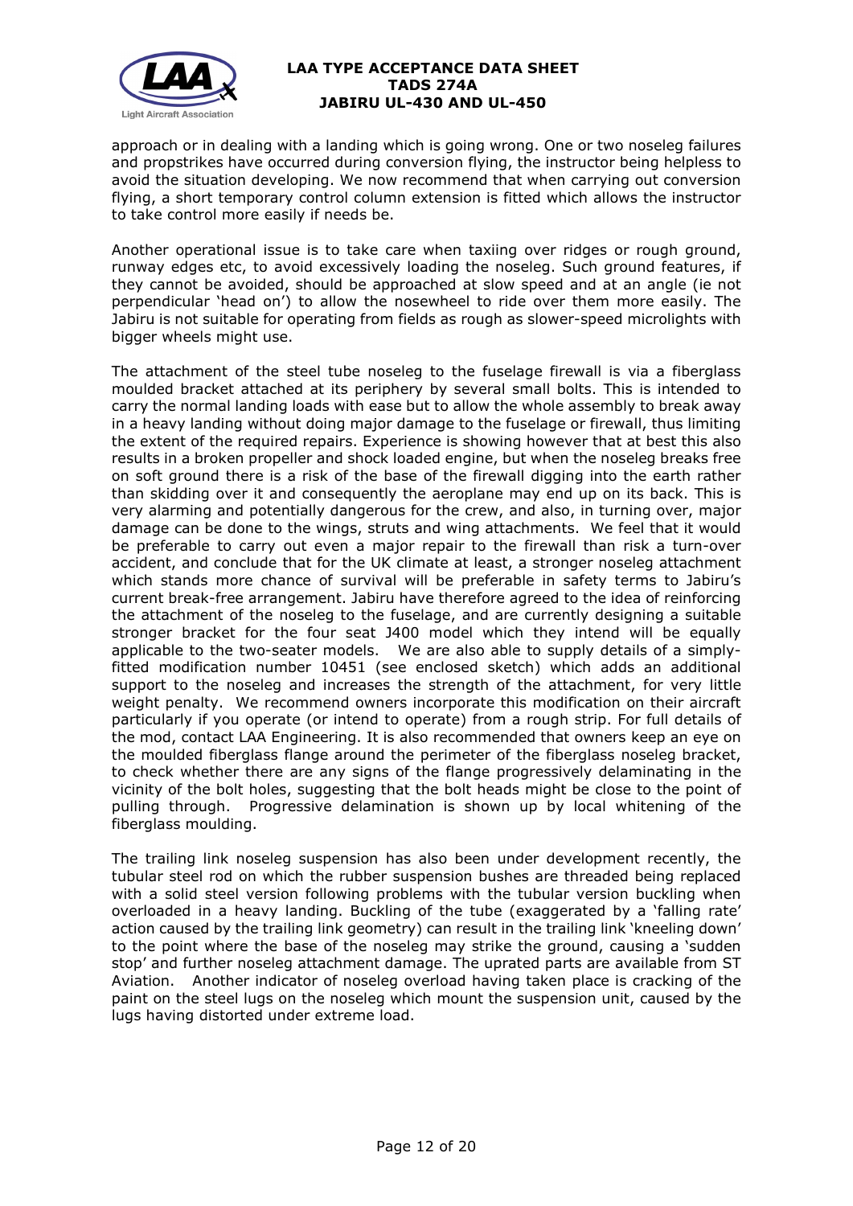approach or in dealing with a landing which is going wrong. One or two noseleg failures and propstrikes have occurred during conversion flying, the instructor being helpless to avoid the situation developing. We now recommend that when carrying out conversion flying, a short temporary control column extension is fitted which allows the instructor to take control more easily if needs be.

Another operational issue is to take care when taxiing over ridges or rough ground, runway edges etc, to avoid excessively loading the noseleg. Such ground features, if they cannot be avoided, should be approached at slow speed and at an angle (ie not perpendicular 'head on') to allow the nosewheel to ride over them more easily. The Jabiru is not suitable for operating from fields as rough as slower-speed microlights with bigger wheels might use.

The attachment of the steel tube noseleg to the fuselage firewall is via a fiberglass moulded bracket attached at its periphery by several small bolts. This is intended to carry the normal landing loads with ease but to allow the whole assembly to break away in a heavy landing without doing major damage to the fuselage or firewall, thus limiting the extent of the required repairs. Experience is showing however that at best this also results in a broken propeller and shock loaded engine, but when the noseleg breaks free on soft ground there is a risk of the base of the firewall digging into the earth rather than skidding over it and consequently the aeroplane may end up on its back. This is very alarming and potentially dangerous for the crew, and also, in turning over, major damage can be done to the wings, struts and wing attachments. We feel that it would be preferable to carry out even a major repair to the firewall than risk a turn-over accident, and conclude that for the UK climate at least, a stronger noseleg attachment which stands more chance of survival will be preferable in safety terms to Jabiru's current break-free arrangement. Jabiru have therefore agreed to the idea of reinforcing the attachment of the noseleg to the fuselage, and are currently designing a suitable stronger bracket for the four seat J400 model which they intend will be equally applicable to the two-seater models. We are also able to supply details of a simply-fitted modification number 10451 (see enclosed sketch) which adds an additional support to the noseleg and increases the strength of the attachment, for very little weight penalty. We recommend owners incorporate this modification on their aircraft particularly if you operate (or intend to operate) from a rough strip. For full details of the mod, contact LAA Engineering. It is also recommended that owners keep an eye on the moulded fiberglass flange around the perimeter of the fiberglass noseleg bracket, to check whether there are any signs of the flange progressively delaminating in the vicinity of the bolt holes, suggesting that the bolt heads might be close to the point of pulling through. Progressive delamination is shown up by local whitening of the fiberglass moulding.

The trailing link noseleg suspension has also been under development recently, the tubular steel rod on which the rubber suspension bushes are threaded being replaced with a solid steel version following problems with the tubular version buckling when overloaded in a heavy landing. Buckling of the tube (exaggerated by a 'falling rate' action caused by the trailing link geometry) can result in the trailing link 'kneeling down' to the point where the base of the noseleg may strike the ground, causing a 'sudden stop' and further noseleg attachment damage. The uprated parts are available from ST Aviation. Another indicator of noseleg overload having taken place is cracking of the paint on the steel lugs on the noseleg which mount the suspension unit, caused by the lugs having distorted under extreme load.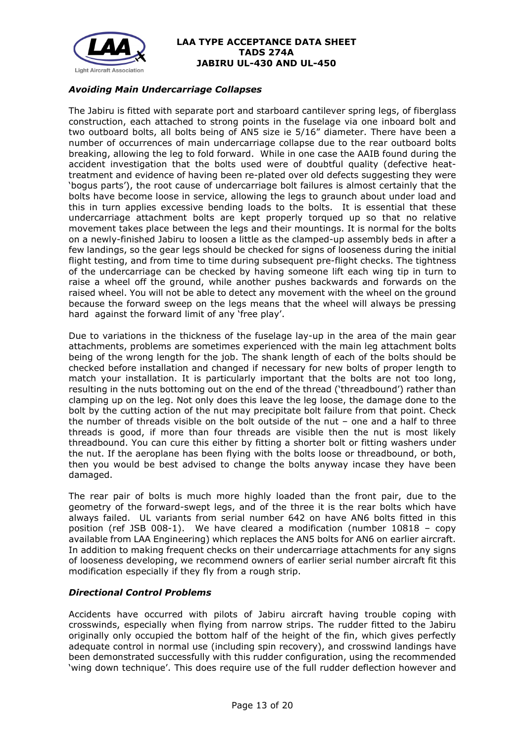### *Avoiding Main Undercarriage Collapses*

The Jabiru is fitted with separate port and starboard cantilever spring legs, of fiberglass construction, each attached to strong points in the fuselage via one inboard bolt and two outboard bolts, all bolts being of AN5 size ie 5/16" diameter. There have been a number of occurrences of main undercarriage collapse due to the rear outboard bolts breaking, allowing the leg to fold forward. While in one case the AAIB found during the accident investigation that the bolts used were of doubtful quality (defective heat-treatment and evidence of having been re-plated over old defects suggesting they were 'bogus parts'), the root cause of undercarriage bolt failures is almost certainly that the bolts have become loose in service, allowing the legs to graunch about under load and this in turn applies excessive bending loads to the bolts. It is essential that these undercarriage attachment bolts are kept properly torqued up so that no relative movement takes place between the legs and their mountings. It is normal for the bolts on a newly-finished Jabiru to loosen a little as the clamped-up assembly beds in after a few landings, so the gear legs should be checked for signs of looseness during the initial flight testing, and from time to time during subsequent pre-flight checks. The tightness of the undercarriage can be checked by having someone lift each wing tip in turn to raise a wheel off the ground, while another pushes backwards and forwards on the raised wheel. You will not be able to detect any movement with the wheel on the ground because the forward sweep on the legs means that the wheel will always be pressing hard against the forward limit of any 'free play'.

Due to variations in the thickness of the fuselage lay-up in the area of the main gear attachments, problems are sometimes experienced with the main leg attachment bolts being of the wrong length for the job. The shank length of each of the bolts should be checked before installation and changed if necessary for new bolts of proper length to match your installation. It is particularly important that the bolts are not too long, resulting in the nuts bottoming out on the end of the thread ('threadbound') rather than clamping up on the leg. Not only does this leave the leg loose, the damage done to the bolt by the cutting action of the nut may precipitate bolt failure from that point. Check the number of threads visible on the bolt outside of the nut – one and a half to three threads is good, if more than four threads are visible then the nut is most likely threadbound. You can cure this either by fitting a shorter bolt or fitting washers under the nut. If the aeroplane has been flying with the bolts loose or threadbound, or both, then you would be best advised to change the bolts anyway incase they have been damaged.

The rear pair of bolts is much more highly loaded than the front pair, due to the geometry of the forward-swept legs, and of the three it is the rear bolts which have always failed. UL variants from serial number 642 on have AN6 bolts fitted in this position (ref JSB 008-1). We have cleared a modification (number 10818 – copy available from LAA Engineering) which replaces the AN5 bolts for AN6 on earlier aircraft. In addition to making frequent checks on their undercarriage attachments for any signs of looseness developing, we recommend owners of earlier serial number aircraft fit this modification especially if they fly from a rough strip.

### *Directional Control Problems*

Accidents have occurred with pilots of Jabiru aircraft having trouble coping with crosswinds, especially when flying from narrow strips. The rudder fitted to the Jabiru originally only occupied the bottom half of the height of the fin, which gives perfectly adequate control in normal use (including spin recovery), and crosswind landings have been demonstrated successfully with this rudder configuration, using the recommended 'wing down technique'. This does require use of the full rudder deflection however and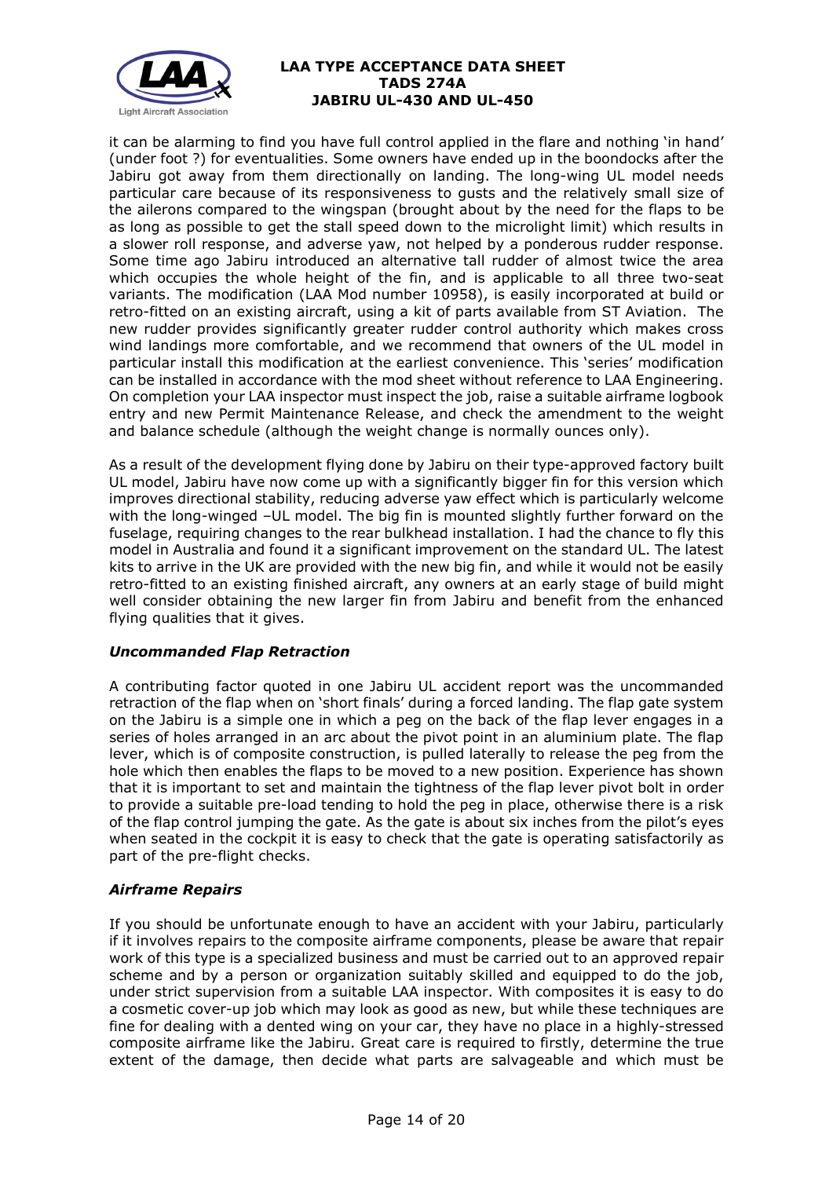it can be alarming to find you have full control applied in the flare and nothing 'in hand' (under foot ?) for eventualities. Some owners have ended up in the boondocks after the Jabiru got away from them directionally on landing. The long-wing UL model needs particular care because of its responsiveness to gusts and the relatively small size of the ailerons compared to the wingspan (brought about by the need for the flaps to be as long as possible to get the stall speed down to the microlight limit) which results in a slower roll response, and adverse yaw, not helped by a ponderous rudder response. Some time ago Jabiru introduced an alternative tall rudder of almost twice the area which occupies the whole height of the fin, and is applicable to all three two-seat variants. The modification (LAA Mod number 10958), is easily incorporated at build or retro-fitted on an existing aircraft, using a kit of parts available from ST Aviation. The new rudder provides significantly greater rudder control authority which makes cross wind landings more comfortable, and we recommend that owners of the UL model in particular install this modification at the earliest convenience. This 'series' modification can be installed in accordance with the mod sheet without reference to LAA Engineering. On completion your LAA inspector must inspect the job, raise a suitable airframe logbook entry and new Permit Maintenance Release, and check the amendment to the weight and balance schedule (although the weight change is normally ounces only).

As a result of the development flying done by Jabiru on their type-approved factory built UL model, Jabiru have now come up with a significantly bigger fin for this version which improves directional stability, reducing adverse yaw effect which is particularly welcome with the long-winged –UL model. The big fin is mounted slightly further forward on the fuselage, requiring changes to the rear bulkhead installation. I had the chance to fly this model in Australia and found it a significant improvement on the standard UL. The latest kits to arrive in the UK are provided with the new big fin, and while it would not be easily retro-fitted to an existing finished aircraft, any owners at an early stage of build might well consider obtaining the new larger fin from Jabiru and benefit from the enhanced flying qualities that it gives.

### *Uncommanded Flap Retraction*

A contributing factor quoted in one Jabiru UL accident report was the uncommanded retraction of the flap when on 'short finals' during a forced landing. The flap gate system on the Jabiru is a simple one in which a peg on the back of the flap lever engages in a series of holes arranged in an arc about the pivot point in an aluminium plate. The flap lever, which is of composite construction, is pulled laterally to release the peg from the hole which then enables the flaps to be moved to a new position. Experience has shown that it is important to set and maintain the tightness of the flap lever pivot bolt in order to provide a suitable pre-load tending to hold the peg in place, otherwise there is a risk of the flap control jumping the gate. As the gate is about six inches from the pilot's eyes when seated in the cockpit it is easy to check that the gate is operating satisfactorily as part of the pre-flight checks.

### *Airframe Repairs*

If you should be unfortunate enough to have an accident with your Jabiru, particularly if it involves repairs to the composite airframe components, please be aware that repair work of this type is a specialized business and must be carried out to an approved repair scheme and by a person or organization suitably skilled and equipped to do the job, under strict supervision from a suitable LAA inspector. With composites it is easy to do a cosmetic cover-up job which may look as good as new, but while these techniques are fine for dealing with a dented wing on your car, they have no place in a highly-stressed composite airframe like the Jabiru. Great care is required to firstly, determine the true extent of the damage, then decide what parts are salvageable and which must be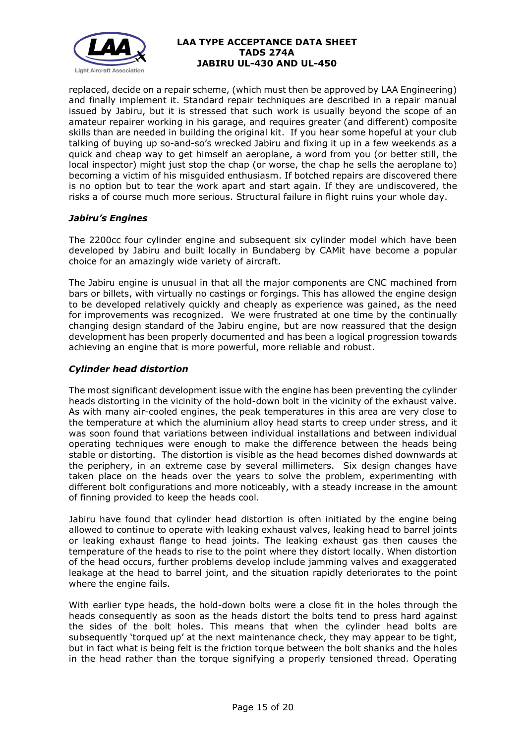replaced, decide on a repair scheme, (which must then be approved by LAA Engineering) and finally implement it. Standard repair techniques are described in a repair manual issued by Jabiru, but it is stressed that such work is usually beyond the scope of an amateur repairer working in his garage, and requires greater (and different) composite skills than are needed in building the original kit. If you hear some hopeful at your club talking of buying up so-and-so's wrecked Jabiru and fixing it up in a few weekends as a quick and cheap way to get himself an aeroplane, a word from you (or better still, the local inspector) might just stop the chap (or worse, the chap he sells the aeroplane to) becoming a victim of his misguided enthusiasm. If botched repairs are discovered there is no option but to tear the work apart and start again. If they are undiscovered, the risks a of course much more serious. Structural failure in flight ruins your whole day.

### *Jabiru's Engines*

The 2200cc four cylinder engine and subsequent six cylinder model which have been developed by Jabiru and built locally in Bundaberg by CAMit have become a popular choice for an amazingly wide variety of aircraft.

The Jabiru engine is unusual in that all the major components are CNC machined from bars or billets, with virtually no castings or forgings. This has allowed the engine design to be developed relatively quickly and cheaply as experience was gained, as the need for improvements was recognized. We were frustrated at one time by the continually changing design standard of the Jabiru engine, but are now reassured that the design development has been properly documented and has been a logical progression towards achieving an engine that is more powerful, more reliable and robust.

### *Cylinder head distortion*

The most significant development issue with the engine has been preventing the cylinder heads distorting in the vicinity of the hold-down bolt in the vicinity of the exhaust valve. As with many air-cooled engines, the peak temperatures in this area are very close to the temperature at which the aluminium alloy head starts to creep under stress, and it was soon found that variations between individual installations and between individual operating techniques were enough to make the difference between the heads being stable or distorting. The distortion is visible as the head becomes dished downwards at the periphery, in an extreme case by several millimeters. Six design changes have taken place on the heads over the years to solve the problem, experimenting with different bolt configurations and more noticeably, with a steady increase in the amount of finning provided to keep the heads cool.

Jabiru have found that cylinder head distortion is often initiated by the engine being allowed to continue to operate with leaking exhaust valves, leaking head to barrel joints or leaking exhaust flange to head joints. The leaking exhaust gas then causes the temperature of the heads to rise to the point where they distort locally. When distortion of the head occurs, further problems develop include jamming valves and exaggerated leakage at the head to barrel joint, and the situation rapidly deteriorates to the point where the engine fails.

With earlier type heads, the hold-down bolts were a close fit in the holes through the heads consequently as soon as the heads distort the bolts tend to press hard against the sides of the bolt holes. This means that when the cylinder head bolts are subsequently 'torqued up' at the next maintenance check, they may appear to be tight, but in fact what is being felt is the friction torque between the bolt shanks and the holes in the head rather than the torque signifying a properly tensioned thread. Operating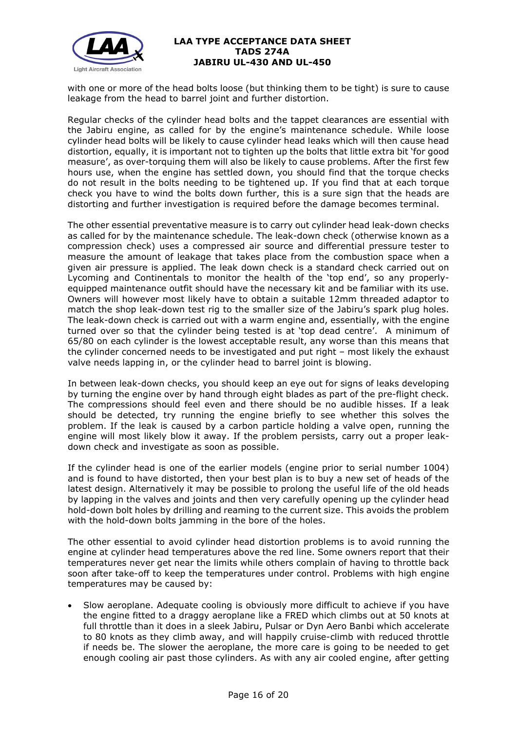with one or more of the head bolts loose (but thinking them to be tight) is sure to cause leakage from the head to barrel joint and further distortion.

Regular checks of the cylinder head bolts and the tappet clearances are essential with the Jabiru engine, as called for by the engine's maintenance schedule. While loose cylinder head bolts will be likely to cause cylinder head leaks which will then cause head distortion, equally, it is important not to tighten up the bolts that little extra bit 'for good measure', as over-torquing them will also be likely to cause problems. After the first few hours use, when the engine has settled down, you should find that the torque checks do not result in the bolts needing to be tightened up. If you find that at each torque check you have to wind the bolts down further, this is a sure sign that the heads are distorting and further investigation is required before the damage becomes terminal.

The other essential preventative measure is to carry out cylinder head leak-down checks as called for by the maintenance schedule. The leak-down check (otherwise known as a compression check) uses a compressed air source and differential pressure tester to measure the amount of leakage that takes place from the combustion space when a given air pressure is applied. The leak down check is a standard check carried out on Lycoming and Continentals to monitor the health of the 'top end', so any properly-equipped maintenance outfit should have the necessary kit and be familiar with its use. Owners will however most likely have to obtain a suitable 12mm threaded adaptor to match the shop leak-down test rig to the smaller size of the Jabiru's spark plug holes. The leak-down check is carried out with a warm engine and, essentially, with the engine turned over so that the cylinder being tested is at 'top dead centre'. A minimum of 65/80 on each cylinder is the lowest acceptable result, any worse than this means that the cylinder concerned needs to be investigated and put right – most likely the exhaust valve needs lapping in, or the cylinder head to barrel joint is blowing.

In between leak-down checks, you should keep an eye out for signs of leaks developing by turning the engine over by hand through eight blades as part of the pre-flight check. The compressions should feel even and there should be no audible hisses. If a leak should be detected, try running the engine briefly to see whether this solves the problem. If the leak is caused by a carbon particle holding a valve open, running the engine will most likely blow it away. If the problem persists, carry out a proper leak-down check and investigate as soon as possible.

If the cylinder head is one of the earlier models (engine prior to serial number 1004) and is found to have distorted, then your best plan is to buy a new set of heads of the latest design. Alternatively it may be possible to prolong the useful life of the old heads by lapping in the valves and joints and then very carefully opening up the cylinder head hold-down bolt holes by drilling and reaming to the current size. This avoids the problem with the hold-down bolts jamming in the bore of the holes.

The other essential to avoid cylinder head distortion problems is to avoid running the engine at cylinder head temperatures above the red line. Some owners report that their temperatures never get near the limits while others complain of having to throttle back soon after take-off to keep the temperatures under control. Problems with high engine temperatures may be caused by:

- Slow aeroplane. Adequate cooling is obviously more difficult to achieve if you have the engine fitted to a draggy aeroplane like a FRED which climbs out at 50 knots at full throttle than it does in a sleek Jabiru, Pulsar or Dyn Aero Banbi which accelerate to 80 knots as they climb away, and will happily cruise-climb with reduced throttle if needs be. The slower the aeroplane, the more care is going to be needed to get enough cooling air past those cylinders. As with any air cooled engine, after getting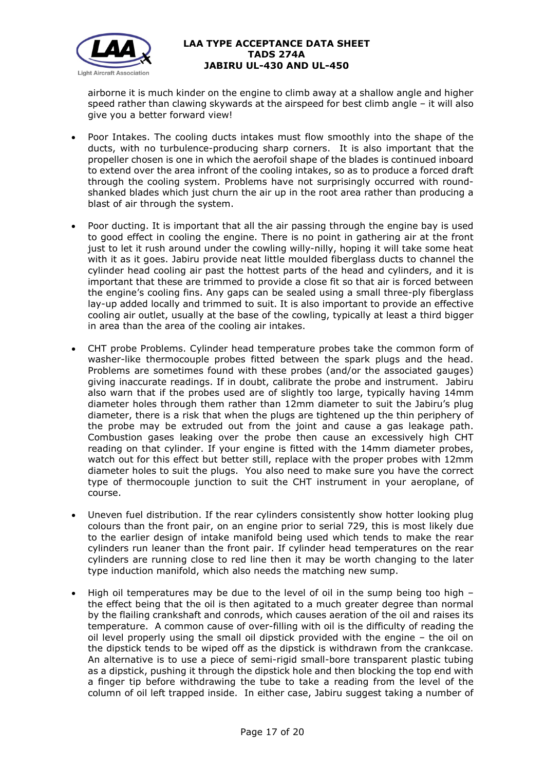airborne it is much kinder on the engine to climb away at a shallow angle and higher speed rather than clawing skywards at the airspeed for best climb angle – it will also give you a better forward view!

- Poor Intakes. The cooling ducts intakes must flow smoothly into the shape of the ducts, with no turbulence-producing sharp corners. It is also important that the propeller chosen is one in which the aerofoil shape of the blades is continued inboard to extend over the area infront of the cooling intakes, so as to produce a forced draft through the cooling system. Problems have not surprisingly occurred with round-shanked blades which just churn the air up in the root area rather than producing a blast of air through the system.

- Poor ducting. It is important that all the air passing through the engine bay is used to good effect in cooling the engine. There is no point in gathering air at the front just to let it rush around under the cowling willy-nilly, hoping it will take some heat with it as it goes. Jabiru provide neat little moulded fiberglass ducts to channel the cylinder head cooling air past the hottest parts of the head and cylinders, and it is important that these are trimmed to provide a close fit so that air is forced between the engine's cooling fins. Any gaps can be sealed using a small three-ply fiberglass lay-up added locally and trimmed to suit. It is also important to provide an effective cooling air outlet, usually at the base of the cowling, typically at least a third bigger in area than the area of the cooling air intakes.

- CHT probe Problems. Cylinder head temperature probes take the common form of washer-like thermocouple probes fitted between the spark plugs and the head. Problems are sometimes found with these probes (and/or the associated gauges) giving inaccurate readings. If in doubt, calibrate the probe and instrument. Jabiru also warn that if the probes used are of slightly too large, typically having 14mm diameter holes through them rather than 12mm diameter to suit the Jabiru's plug diameter, there is a risk that when the plugs are tightened up the thin periphery of the probe may be extruded out from the joint and cause a gas leakage path. Combustion gases leaking over the probe then cause an excessively high CHT reading on that cylinder. If your engine is fitted with the 14mm diameter probes, watch out for this effect but better still, replace with the proper probes with 12mm diameter holes to suit the plugs. You also need to make sure you have the correct type of thermocouple junction to suit the CHT instrument in your aeroplane, of course.

- Uneven fuel distribution. If the rear cylinders consistently show hotter looking plug colours than the front pair, on an engine prior to serial 729, this is most likely due to the earlier design of intake manifold being used which tends to make the rear cylinders run leaner than the front pair. If cylinder head temperatures on the rear cylinders are running close to red line then it may be worth changing to the later type induction manifold, which also needs the matching new sump.

- High oil temperatures may be due to the level of oil in the sump being too high – the effect being that the oil is then agitated to a much greater degree than normal by the flailing crankshaft and conrods, which causes aeration of the oil and raises its temperature. A common cause of over-filling with oil is the difficulty of reading the oil level properly using the small oil dipstick provided with the engine – the oil on the dipstick tends to be wiped off as the dipstick is withdrawn from the crankcase. An alternative is to use a piece of semi-rigid small-bore transparent plastic tubing as a dipstick, pushing it through the dipstick hole and then blocking the top end with a finger tip before withdrawing the tube to take a reading from the level of the column of oil left trapped inside. In either case, Jabiru suggest taking a number of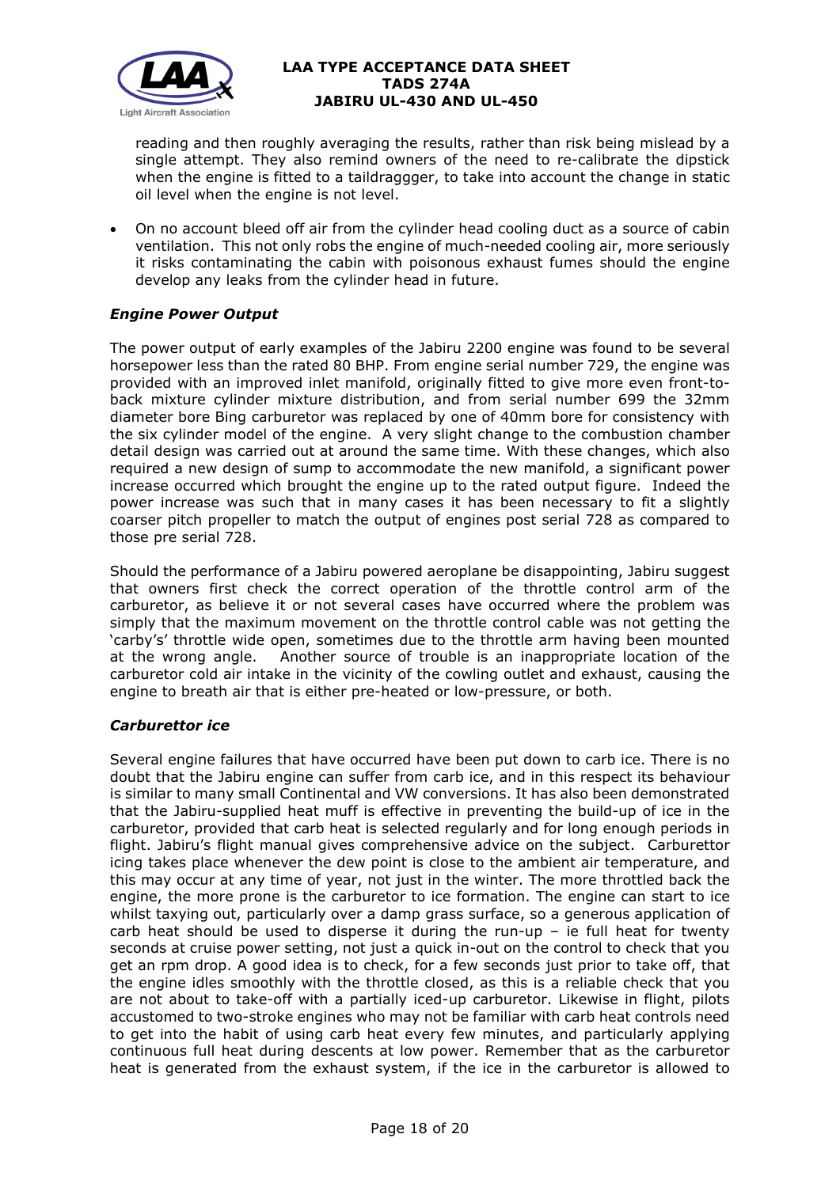reading and then roughly averaging the results, rather than risk being mislead by a single attempt. They also remind owners of the need to re-calibrate the dipstick when the engine is fitted to a taildraggger, to take into account the change in static oil level when the engine is not level.

- On no account bleed off air from the cylinder head cooling duct as a source of cabin ventilation. This not only robs the engine of much-needed cooling air, more seriously it risks contaminating the cabin with poisonous exhaust fumes should the engine develop any leaks from the cylinder head in future.

### *Engine Power Output*

The power output of early examples of the Jabiru 2200 engine was found to be several horsepower less than the rated 80 BHP. From engine serial number 729, the engine was provided with an improved inlet manifold, originally fitted to give more even front-to-back mixture cylinder mixture distribution, and from serial number 699 the 32mm diameter bore Bing carburetor was replaced by one of 40mm bore for consistency with the six cylinder model of the engine. A very slight change to the combustion chamber detail design was carried out at around the same time. With these changes, which also required a new design of sump to accommodate the new manifold, a significant power increase occurred which brought the engine up to the rated output figure. Indeed the power increase was such that in many cases it has been necessary to fit a slightly coarser pitch propeller to match the output of engines post serial 728 as compared to those pre serial 728.

Should the performance of a Jabiru powered aeroplane be disappointing, Jabiru suggest that owners first check the correct operation of the throttle control arm of the carburetor, as believe it or not several cases have occurred where the problem was simply that the maximum movement on the throttle control cable was not getting the 'carby's' throttle wide open, sometimes due to the throttle arm having been mounted at the wrong angle. Another source of trouble is an inappropriate location of the carburetor cold air intake in the vicinity of the cowling outlet and exhaust, causing the engine to breath air that is either pre-heated or low-pressure, or both.

### *Carburettor ice*

Several engine failures that have occurred have been put down to carb ice. There is no doubt that the Jabiru engine can suffer from carb ice, and in this respect its behaviour is similar to many small Continental and VW conversions. It has also been demonstrated that the Jabiru-supplied heat muff is effective in preventing the build-up of ice in the carburetor, provided that carb heat is selected regularly and for long enough periods in flight. Jabiru's flight manual gives comprehensive advice on the subject. Carburettor icing takes place whenever the dew point is close to the ambient air temperature, and this may occur at any time of year, not just in the winter. The more throttled back the engine, the more prone is the carburetor to ice formation. The engine can start to ice whilst taxying out, particularly over a damp grass surface, so a generous application of carb heat should be used to disperse it during the run-up – ie full heat for twenty seconds at cruise power setting, not just a quick in-out on the control to check that you get an rpm drop. A good idea is to check, for a few seconds just prior to take off, that the engine idles smoothly with the throttle closed, as this is a reliable check that you are not about to take-off with a partially iced-up carburetor. Likewise in flight, pilots accustomed to two-stroke engines who may not be familiar with carb heat controls need to get into the habit of using carb heat every few minutes, and particularly applying continuous full heat during descents at low power. Remember that as the carburetor heat is generated from the exhaust system, if the ice in the carburetor is allowed to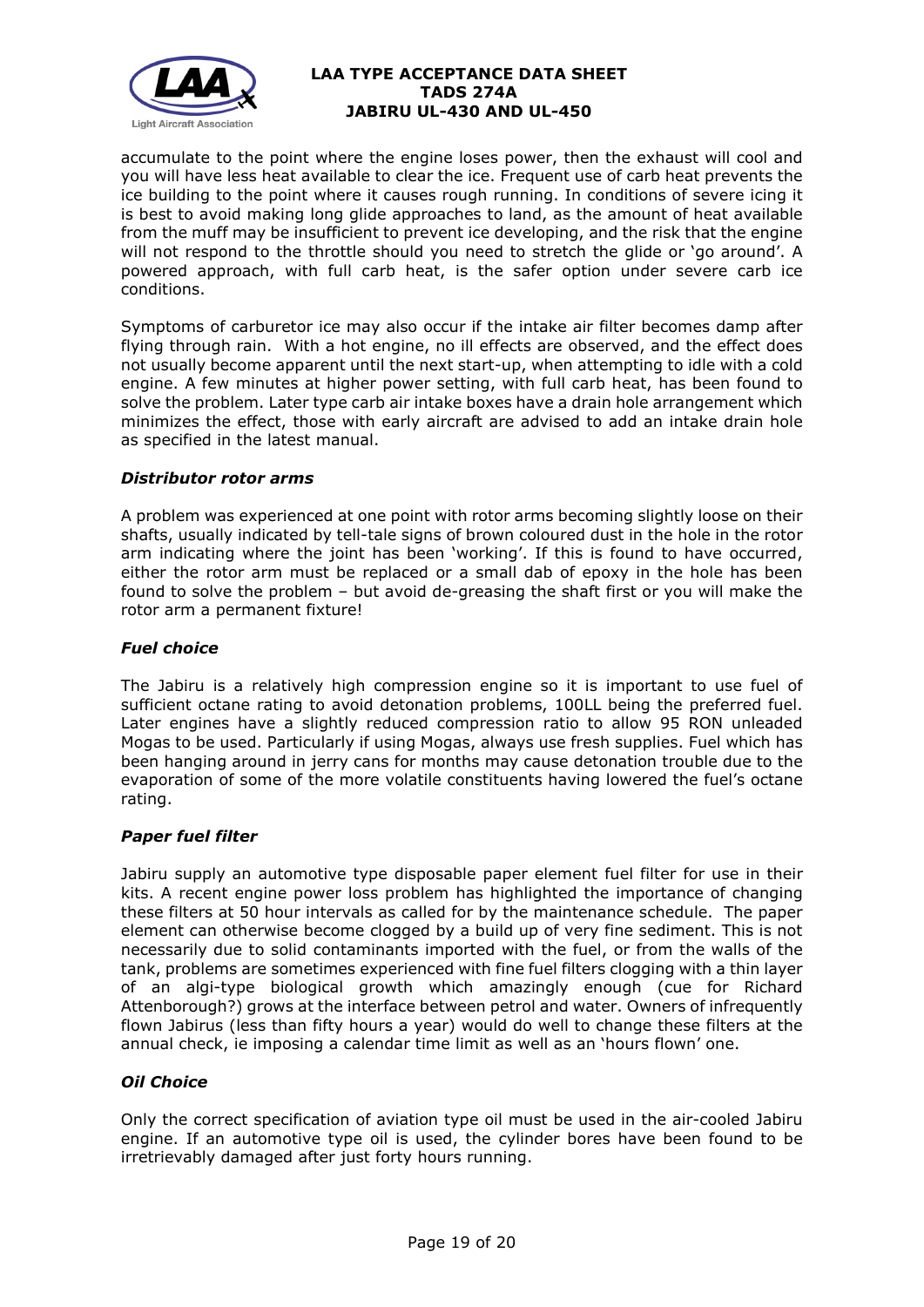accumulate to the point where the engine loses power, then the exhaust will cool and you will have less heat available to clear the ice. Frequent use of carb heat prevents the ice building to the point where it causes rough running. In conditions of severe icing it is best to avoid making long glide approaches to land, as the amount of heat available from the muff may be insufficient to prevent ice developing, and the risk that the engine will not respond to the throttle should you need to stretch the glide or 'go around'. A powered approach, with full carb heat, is the safer option under severe carb ice conditions.

Symptoms of carburetor ice may also occur if the intake air filter becomes damp after flying through rain. With a hot engine, no ill effects are observed, and the effect does not usually become apparent until the next start-up, when attempting to idle with a cold engine. A few minutes at higher power setting, with full carb heat, has been found to solve the problem. Later type carb air intake boxes have a drain hole arrangement which minimizes the effect, those with early aircraft are advised to add an intake drain hole as specified in the latest manual.

### *Distributor rotor arms*

A problem was experienced at one point with rotor arms becoming slightly loose on their shafts, usually indicated by tell-tale signs of brown coloured dust in the hole in the rotor arm indicating where the joint has been 'working'. If this is found to have occurred, either the rotor arm must be replaced or a small dab of epoxy in the hole has been found to solve the problem – but avoid de-greasing the shaft first or you will make the rotor arm a permanent fixture!

### *Fuel choice*

The Jabiru is a relatively high compression engine so it is important to use fuel of sufficient octane rating to avoid detonation problems, 100LL being the preferred fuel. Later engines have a slightly reduced compression ratio to allow 95 RON unleaded Mogas to be used. Particularly if using Mogas, always use fresh supplies. Fuel which has been hanging around in jerry cans for months may cause detonation trouble due to the evaporation of some of the more volatile constituents having lowered the fuel's octane rating.

### *Paper fuel filter*

Jabiru supply an automotive type disposable paper element fuel filter for use in their kits. A recent engine power loss problem has highlighted the importance of changing these filters at 50 hour intervals as called for by the maintenance schedule. The paper element can otherwise become clogged by a build up of very fine sediment. This is not necessarily due to solid contaminants imported with the fuel, or from the walls of the tank, problems are sometimes experienced with fine fuel filters clogging with a thin layer of an algi-type biological growth which amazingly enough (cue for Richard Attenborough?) grows at the interface between petrol and water. Owners of infrequently flown Jabirus (less than fifty hours a year) would do well to change these filters at the annual check, ie imposing a calendar time limit as well as an 'hours flown' one.

### *Oil Choice*

Only the correct specification of aviation type oil must be used in the air-cooled Jabiru engine. If an automotive type oil is used, the cylinder bores have been found to be irretrievably damaged after just forty hours running.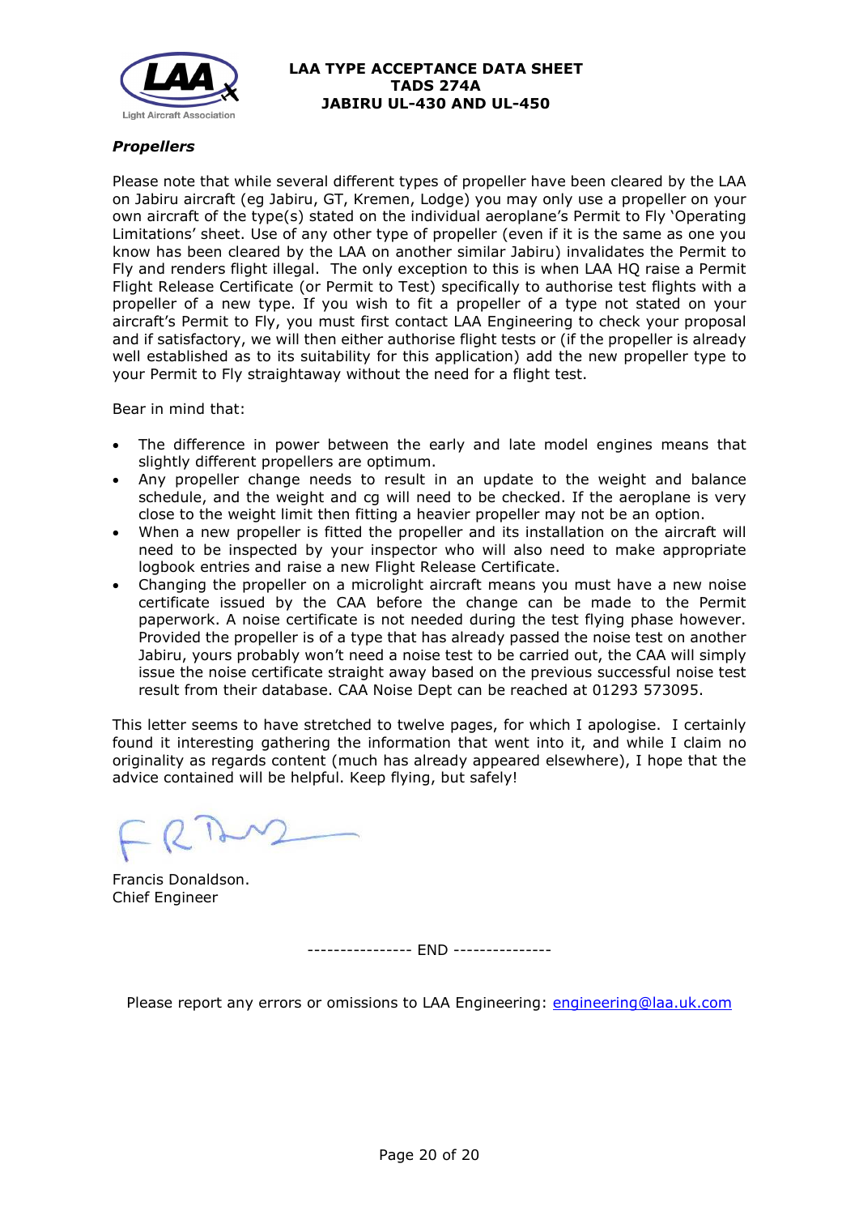### *Propellers*

Please note that while several different types of propeller have been cleared by the LAA on Jabiru aircraft (eg Jabiru, GT, Kremen, Lodge) you may only use a propeller on your own aircraft of the type(s) stated on the individual aeroplane's Permit to Fly 'Operating Limitations' sheet. Use of any other type of propeller (even if it is the same as one you know has been cleared by the LAA on another similar Jabiru) invalidates the Permit to Fly and renders flight illegal. The only exception to this is when LAA HQ raise a Permit Flight Release Certificate (or Permit to Test) specifically to authorise test flights with a propeller of a new type. If you wish to fit a propeller of a type not stated on your aircraft's Permit to Fly, you must first contact LAA Engineering to check your proposal and if satisfactory, we will then either authorise flight tests or (if the propeller is already well established as to its suitability for this application) add the new propeller type to your Permit to Fly straightaway without the need for a flight test.

Bear in mind that:

- The difference in power between the early and late model engines means that slightly different propellers are optimum.
- Any propeller change needs to result in an update to the weight and balance schedule, and the weight and cg will need to be checked. If the aeroplane is very close to the weight limit then fitting a heavier propeller may not be an option.
- When a new propeller is fitted the propeller and its installation on the aircraft will need to be inspected by your inspector who will also need to make appropriate logbook entries and raise a new Flight Release Certificate.
- Changing the propeller on a microlight aircraft means you must have a new noise certificate issued by the CAA before the change can be made to the Permit paperwork. A noise certificate is not needed during the test flying phase however. Provided the propeller is of a type that has already passed the noise test on another Jabiru, yours probably won't need a noise test to be carried out, the CAA will simply issue the noise certificate straight away based on the previous successful noise test result from their database. CAA Noise Dept can be reached at 01293 573095.

This letter seems to have stretched to twelve pages, for which I apologise. I certainly found it interesting gathering the information that went into it, and while I claim no originality as regards content (much has already appeared elsewhere), I hope that the advice contained will be helpful. Keep flying, but safely!

Francis Donaldson.
Chief Engineer

---------------- END ---------------

Please report any errors or omissions to LAA Engineering: engineering@laa.uk.com